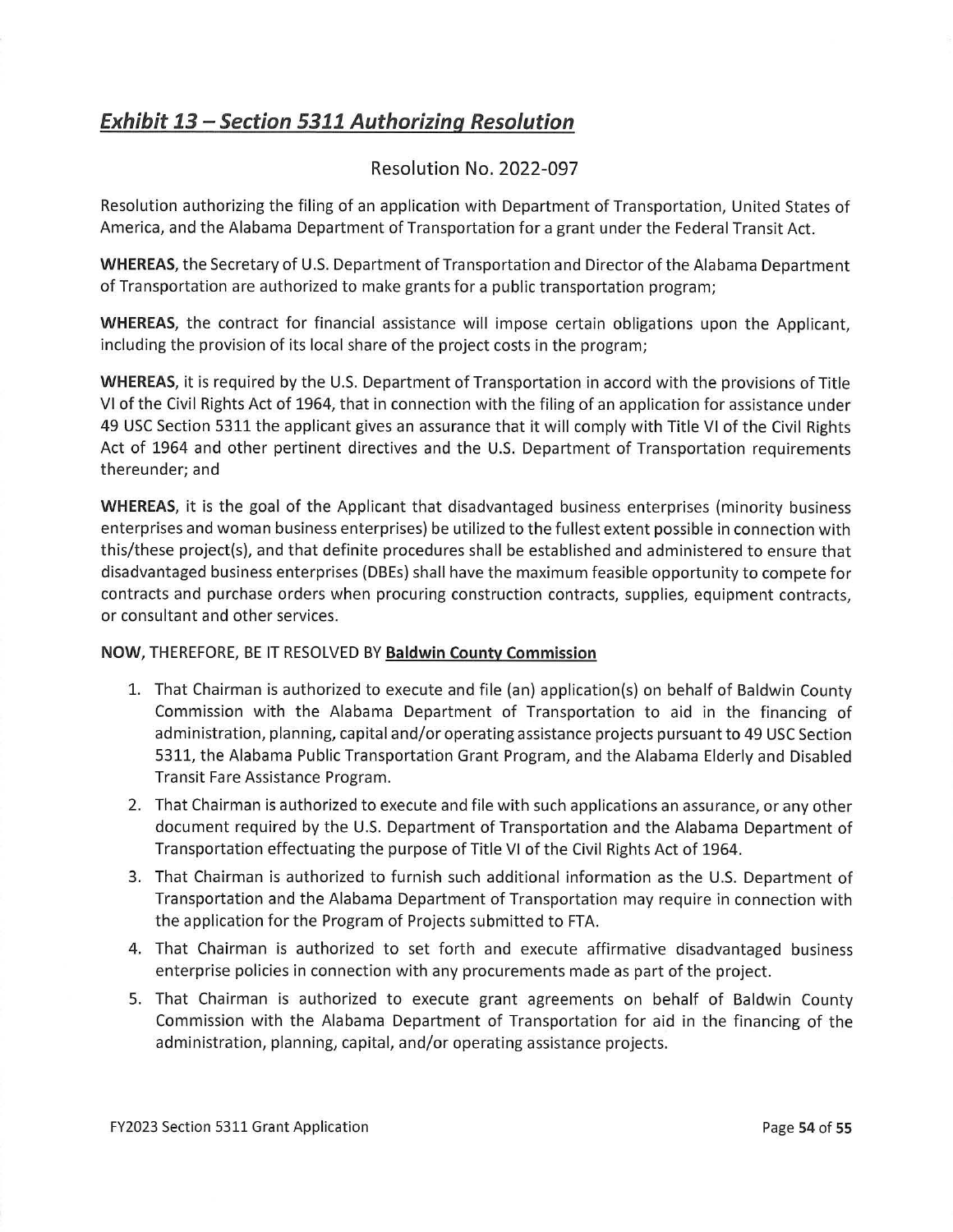## ***Exhibit 13 – Section 5311 Authorizing Resolution***

### Resolution No. 2022-097

Resolution authorizing the filing of an application with Department of Transportation, United States of America, and the Alabama Department of Transportation for a grant under the Federal Transit Act.

**WHEREAS**, the Secretary of U.S. Department of Transportation and Director of the Alabama Department of Transportation are authorized to make grants for a public transportation program;

**WHEREAS**, the contract for financial assistance will impose certain obligations upon the Applicant, including the provision of its local share of the project costs in the program;

**WHEREAS**, it is required by the U.S. Department of Transportation in accord with the provisions of Title VI of the Civil Rights Act of 1964, that in connection with the filing of an application for assistance under 49 USC Section 5311 the applicant gives an assurance that it will comply with Title VI of the Civil Rights Act of 1964 and other pertinent directives and the U.S. Department of Transportation requirements thereunder; and

**WHEREAS**, it is the goal of the Applicant that disadvantaged business enterprises (minority business enterprises and woman business enterprises) be utilized to the fullest extent possible in connection with this/these project(s), and that definite procedures shall be established and administered to ensure that disadvantaged business enterprises (DBEs) shall have the maximum feasible opportunity to compete for contracts and purchase orders when procuring construction contracts, supplies, equipment contracts, or consultant and other services.

**NOW**, THEREFORE, BE IT RESOLVED BY **Baldwin County Commission**

1. That Chairman is authorized to execute and file (an) application(s) on behalf of Baldwin County Commission with the Alabama Department of Transportation to aid in the financing of administration, planning, capital and/or operating assistance projects pursuant to 49 USC Section 5311, the Alabama Public Transportation Grant Program, and the Alabama Elderly and Disabled Transit Fare Assistance Program.
2. That Chairman is authorized to execute and file with such applications an assurance, or any other document required by the U.S. Department of Transportation and the Alabama Department of Transportation effectuating the purpose of Title VI of the Civil Rights Act of 1964.
3. That Chairman is authorized to furnish such additional information as the U.S. Department of Transportation and the Alabama Department of Transportation may require in connection with the application for the Program of Projects submitted to FTA.
4. That Chairman is authorized to set forth and execute affirmative disadvantaged business enterprise policies in connection with any procurements made as part of the project.
5. That Chairman is authorized to execute grant agreements on behalf of Baldwin County Commission with the Alabama Department of Transportation for aid in the financing of the administration, planning, capital, and/or operating assistance projects.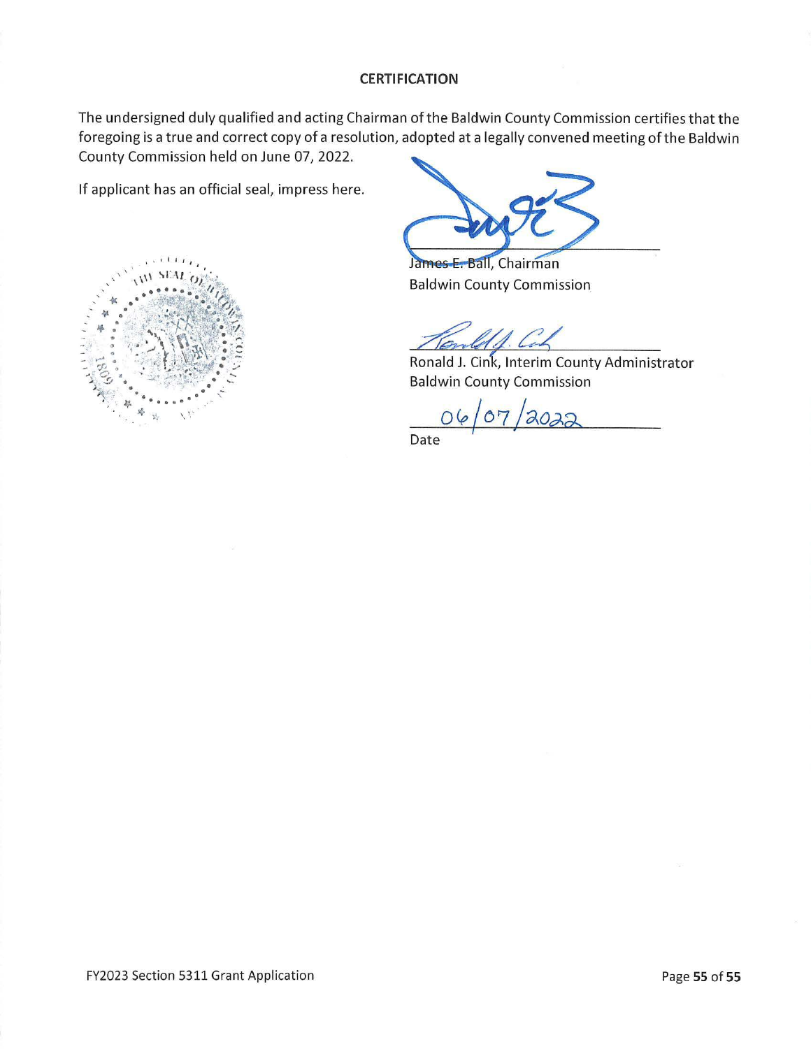## CERTIFICATION

The undersigned duly qualified and acting Chairman of the Baldwin County Commission certifies that the foregoing is a true and correct copy of a resolution, adopted at a legally convened meeting of the Baldwin County Commission held on June 07, 2022.

If applicant has an official seal, impress here.

James E. Ball, Chairman
Baldwin County Commission

Ronald J. Cink, Interim County Administrator
Baldwin County Commission

06/07/2022
Date